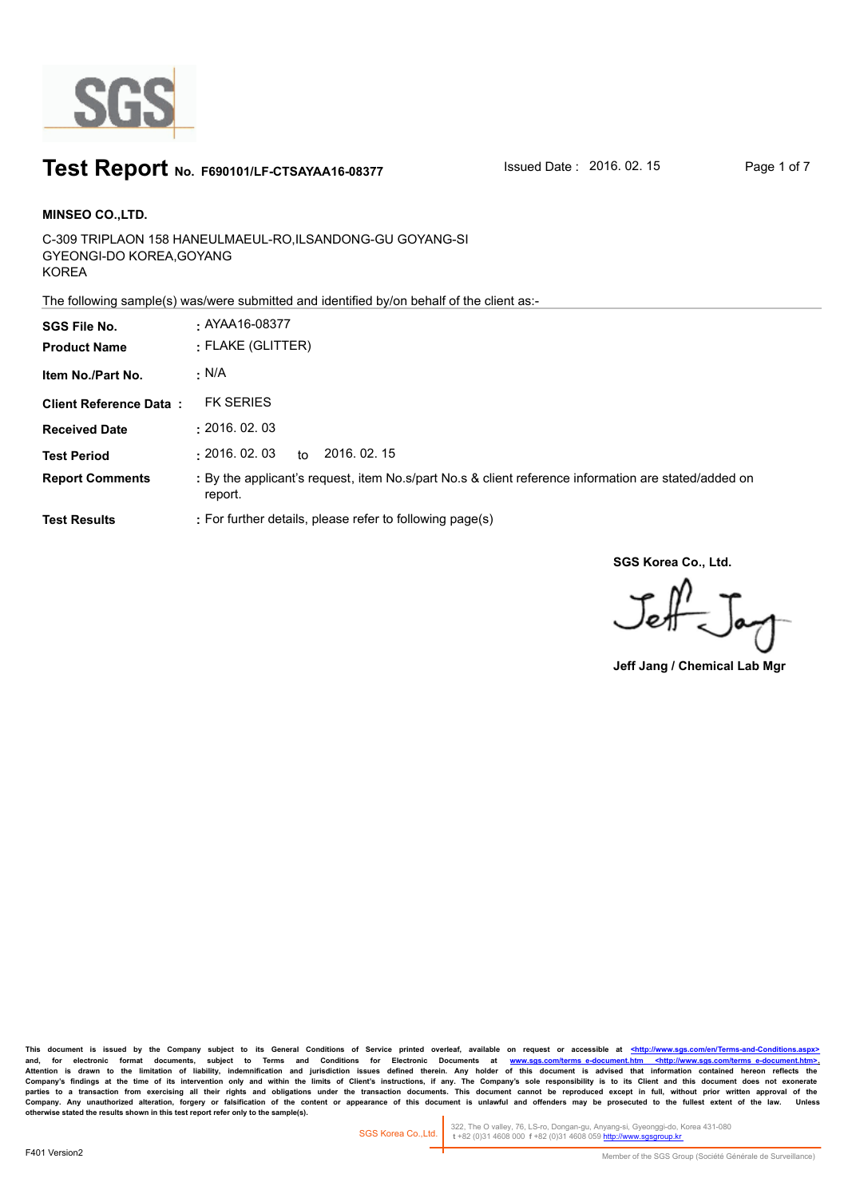# Test Report No. F690101/LF-CTSAYAA16-08377

Issued Date : 2016. 02. 15

**MINSEO CO.,LTD.**

C-309 TRIPLAON 158 HANEULMAEUL-RO,ILSANDONG-GU GOYANG-SI
GYEONGI-DO KOREA,GOYANG
KOREA

The following sample(s) was/were submitted and identified by/on behalf of the client as:-

**SGS File No.** : AYAA16-08377

**Product Name** : FLAKE (GLITTER)

**Item No./Part No.** : N/A

**Client Reference Data** : FK SERIES

**Received Date** : 2016. 02. 03

**Test Period** : 2016. 02. 03 to 2016. 02. 15

**Report Comments** : By the applicant's request, item No.s/part No.s & client reference information are stated/added on report.

**Test Results** : For further details, please refer to following page(s)

**SGS Korea Co., Ltd.**

Jeff Jang

**Jeff Jang / Chemical Lab Mgr**

This document is issued by the Company subject to its General Conditions of Service printed overleaf, available on request or accessible at <http://www.sgs.com/en/Terms-and-Conditions.aspx> and, for electronic format documents, subject to Terms and Conditions for Electronic Documents at www.sgs.com/terms_e-document.htm <http://www.sgs.com/terms_e-document.htm>. Attention is drawn to the limitation of liability, indemnification and jurisdiction issues defined therein. Any holder of this document is advised that information contained hereon reflects the Company's findings at the time of its intervention only and within the limits of Client's instructions, if any. The Company's sole responsibility is to its Client and this document does not exonerate parties to a transaction from exercising all their rights and obligations under the transaction documents. This document cannot be reproduced except in full, without prior written approval of the Company. Any unauthorized alteration, forgery or falsification of the content or appearance of this document is unlawful and offenders may be prosecuted to the fullest extent of the law. Unless otherwise stated the results shown in this test report refer only to the sample(s).

SGS Korea Co.,Ltd. 322, The O valley, 76, LS-ro, Dongan-gu, Anyang-si, Gyeonggi-do, Korea 431-080 t +82 (0)31 4608 000 f +82 (0)31 4608 059 http://www.sgsgroup.kr

F401 Version2

Member of the SGS Group (Société Générale de Surveillance)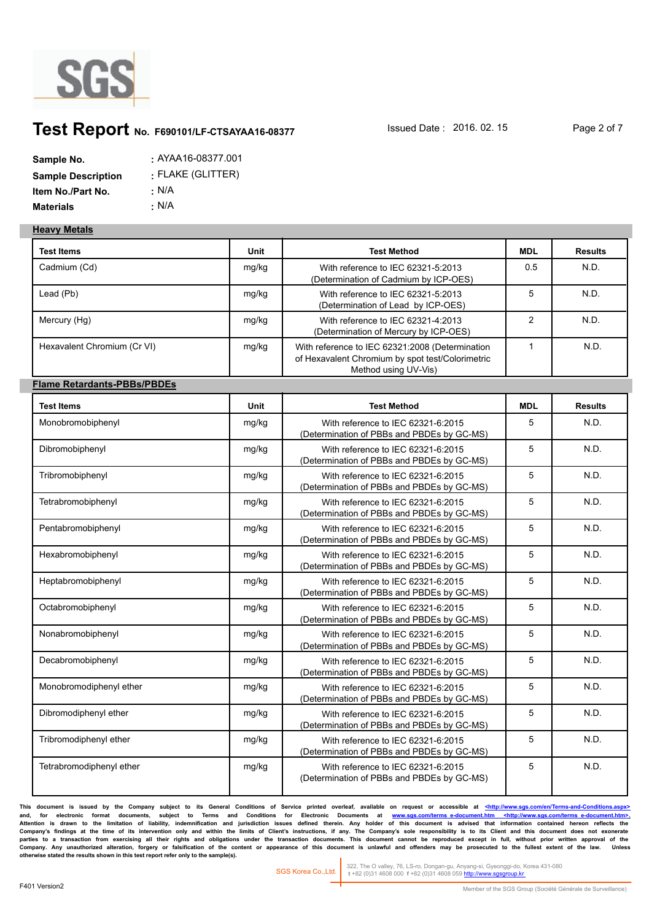# Test Report No. F690101/LF-CTSAYAA16-08377

Issued Date : 2016. 02. 15

**Sample No.** : AYAA16-08377.001
**Sample Description** : FLAKE (GLITTER)
**Item No./Part No.** : N/A
**Materials** : N/A

## Heavy Metals

| Test Items | Unit | Test Method | MDL | Results |
|---|---|---|---|---|
| Cadmium (Cd) | mg/kg | With reference to IEC 62321-5:2013 (Determination of Cadmium by ICP-OES) | 0.5 | N.D. |
| Lead (Pb) | mg/kg | With reference to IEC 62321-5:2013 (Determination of Lead by ICP-OES) | 5 | N.D. |
| Mercury (Hg) | mg/kg | With reference to IEC 62321-4:2013 (Determination of Mercury by ICP-OES) | 2 | N.D. |
| Hexavalent Chromium (Cr VI) | mg/kg | With reference to IEC 62321:2008 (Determination of Hexavalent Chromium by spot test/Colorimetric Method using UV-Vis) | 1 | N.D. |

## Flame Retardants-PBBs/PBDEs

| Test Items | Unit | Test Method | MDL | Results |
|---|---|---|---|---|
| Monobromobiphenyl | mg/kg | With reference to IEC 62321-6:2015 (Determination of PBBs and PBDEs by GC-MS) | 5 | N.D. |
| Dibromobiphenyl | mg/kg | With reference to IEC 62321-6:2015 (Determination of PBBs and PBDEs by GC-MS) | 5 | N.D. |
| Tribromobiphenyl | mg/kg | With reference to IEC 62321-6:2015 (Determination of PBBs and PBDEs by GC-MS) | 5 | N.D. |
| Tetrabromobiphenyl | mg/kg | With reference to IEC 62321-6:2015 (Determination of PBBs and PBDEs by GC-MS) | 5 | N.D. |
| Pentabromobiphenyl | mg/kg | With reference to IEC 62321-6:2015 (Determination of PBBs and PBDEs by GC-MS) | 5 | N.D. |
| Hexabromobiphenyl | mg/kg | With reference to IEC 62321-6:2015 (Determination of PBBs and PBDEs by GC-MS) | 5 | N.D. |
| Heptabromobiphenyl | mg/kg | With reference to IEC 62321-6:2015 (Determination of PBBs and PBDEs by GC-MS) | 5 | N.D. |
| Octabromobiphenyl | mg/kg | With reference to IEC 62321-6:2015 (Determination of PBBs and PBDEs by GC-MS) | 5 | N.D. |
| Nonabromobiphenyl | mg/kg | With reference to IEC 62321-6:2015 (Determination of PBBs and PBDEs by GC-MS) | 5 | N.D. |
| Decabromobiphenyl | mg/kg | With reference to IEC 62321-6:2015 (Determination of PBBs and PBDEs by GC-MS) | 5 | N.D. |
| Monobromodiphenyl ether | mg/kg | With reference to IEC 62321-6:2015 (Determination of PBBs and PBDEs by GC-MS) | 5 | N.D. |
| Dibromodiphenyl ether | mg/kg | With reference to IEC 62321-6:2015 (Determination of PBBs and PBDEs by GC-MS) | 5 | N.D. |
| Tribromodiphenyl ether | mg/kg | With reference to IEC 62321-6:2015 (Determination of PBBs and PBDEs by GC-MS) | 5 | N.D. |
| Tetrabromodiphenyl ether | mg/kg | With reference to IEC 62321-6:2015 (Determination of PBBs and PBDEs by GC-MS) | 5 | N.D. |

This document is issued by the Company subject to its General Conditions of Service printed overleaf, available on request or accessible at <http://www.sgs.com/en/Terms-and-Conditions.aspx> and, for electronic format documents, subject to Terms and Conditions for Electronic Documents at www.sgs.com/terms_e-document.htm <http://www.sgs.com/terms_e-document.htm>. Attention is drawn to the limitation of liability, indemnification and jurisdiction issues defined therein. Any holder of this document is advised that information contained hereon reflects the Company's findings at the time of its intervention only and within the limits of Client's instructions, if any. The Company's sole responsibility is to its Client and this document does not exonerate parties to a transaction from exercising all their rights and obligations under the transaction documents. This document cannot be reproduced except in full, without prior written approval of the Company. Any unauthorized alteration, forgery or falsification of the content or appearance of this document is unlawful and offenders may be prosecuted to the fullest extent of the law. Unless otherwise stated the results shown in this test report refer only to the sample(s).

SGS Korea Co.,Ltd. 322, The O valley, 76, LS-ro, Dongan-gu, Anyang-si, Gyeonggi-do, Korea 431-080 t +82 (0)31 4608 000 f +82 (0)31 4608 059 http://www.sgsgroup.kr

F401 Version2

Member of the SGS Group (Société Générale de Surveillance)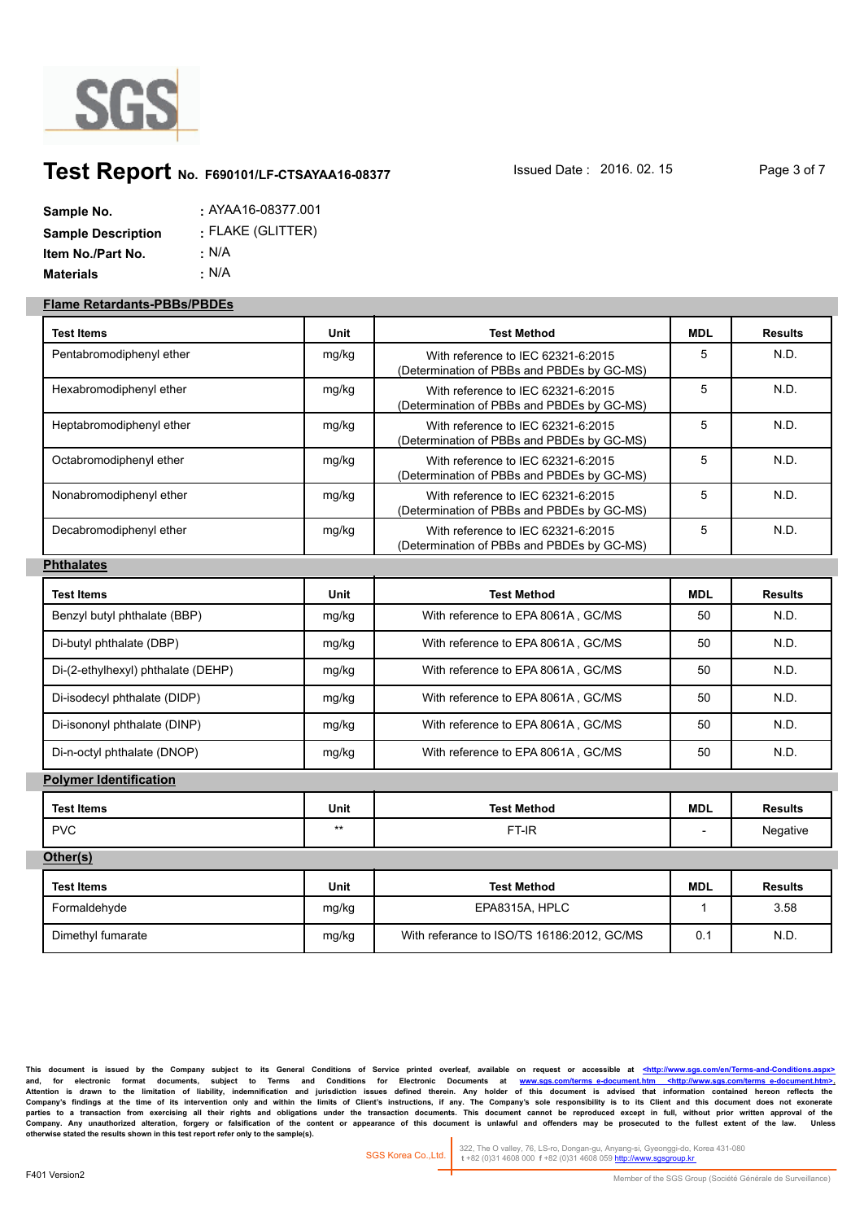# Test Report No. F690101/LF-CTSAYAA16-08377

Issued Date : 2016. 02. 15

**Sample No.** : AYAA16-08377.001

**Sample Description** : FLAKE (GLITTER)

**Item No./Part No.** : N/A

**Materials** : N/A

## Flame Retardants-PBBs/PBDEs

| Test Items | Unit | Test Method | MDL | Results |
|---|---|---|---|---|
| Pentabromodiphenyl ether | mg/kg | With reference to IEC 62321-6:2015 (Determination of PBBs and PBDEs by GC-MS) | 5 | N.D. |
| Hexabromodiphenyl ether | mg/kg | With reference to IEC 62321-6:2015 (Determination of PBBs and PBDEs by GC-MS) | 5 | N.D. |
| Heptabromodiphenyl ether | mg/kg | With reference to IEC 62321-6:2015 (Determination of PBBs and PBDEs by GC-MS) | 5 | N.D. |
| Octabromodiphenyl ether | mg/kg | With reference to IEC 62321-6:2015 (Determination of PBBs and PBDEs by GC-MS) | 5 | N.D. |
| Nonabromodiphenyl ether | mg/kg | With reference to IEC 62321-6:2015 (Determination of PBBs and PBDEs by GC-MS) | 5 | N.D. |
| Decabromodiphenyl ether | mg/kg | With reference to IEC 62321-6:2015 (Determination of PBBs and PBDEs by GC-MS) | 5 | N.D. |

## Phthalates

| Test Items | Unit | Test Method | MDL | Results |
|---|---|---|---|---|
| Benzyl butyl phthalate (BBP) | mg/kg | With reference to EPA 8061A , GC/MS | 50 | N.D. |
| Di-butyl phthalate (DBP) | mg/kg | With reference to EPA 8061A , GC/MS | 50 | N.D. |
| Di-(2-ethylhexyl) phthalate (DEHP) | mg/kg | With reference to EPA 8061A , GC/MS | 50 | N.D. |
| Di-isodecyl phthalate (DIDP) | mg/kg | With reference to EPA 8061A , GC/MS | 50 | N.D. |
| Di-isononyl phthalate (DINP) | mg/kg | With reference to EPA 8061A , GC/MS | 50 | N.D. |
| Di-n-octyl phthalate (DNOP) | mg/kg | With reference to EPA 8061A , GC/MS | 50 | N.D. |

## Polymer Identification

| Test Items | Unit | Test Method | MDL | Results |
|---|---|---|---|---|
| PVC | ** | FT-IR | - | Negative |

## Other(s)

| Test Items | Unit | Test Method | MDL | Results |
|---|---|---|---|---|
| Formaldehyde | mg/kg | EPA8315A, HPLC | 1 | 3.58 |
| Dimethyl fumarate | mg/kg | With referance to ISO/TS 16186:2012, GC/MS | 0.1 | N.D. |

This document is issued by the Company subject to its General Conditions of Service printed overleaf, available on request or accessible at <http://www.sgs.com/en/Terms-and-Conditions.aspx> and, for electronic format documents, subject to Terms and Conditions for Electronic Documents at www.sgs.com/terms_e-document.htm <http://www.sgs.com/terms_e-document.htm>. Attention is drawn to the limitation of liability, indemnification and jurisdiction issues defined therein. Any holder of this document is advised that information contained hereon reflects the Company's findings at the time of its intervention only and within the limits of Client's instructions, if any. The Company's sole responsibility is to its Client and this document does not exonerate parties to a transaction from exercising all their rights and obligations under the transaction documents. This document cannot be reproduced except in full, without prior written approval of the Company. Any unauthorized alteration, forgery or falsification of the content or appearance of this document is unlawful and offenders may be prosecuted to the fullest extent of the law. Unless otherwise stated the results shown in this test report refer only to the sample(s).

SGS Korea Co.,Ltd. 322, The O valley, 76, LS-ro, Dongan-gu, Anyang-si, Gyeonggi-do, Korea 431-080 t +82 (0)31 4608 000 f +82 (0)31 4608 059 http://www.sgsgroup.kr

F401 Version2

Member of the SGS Group (Société Générale de Surveillance)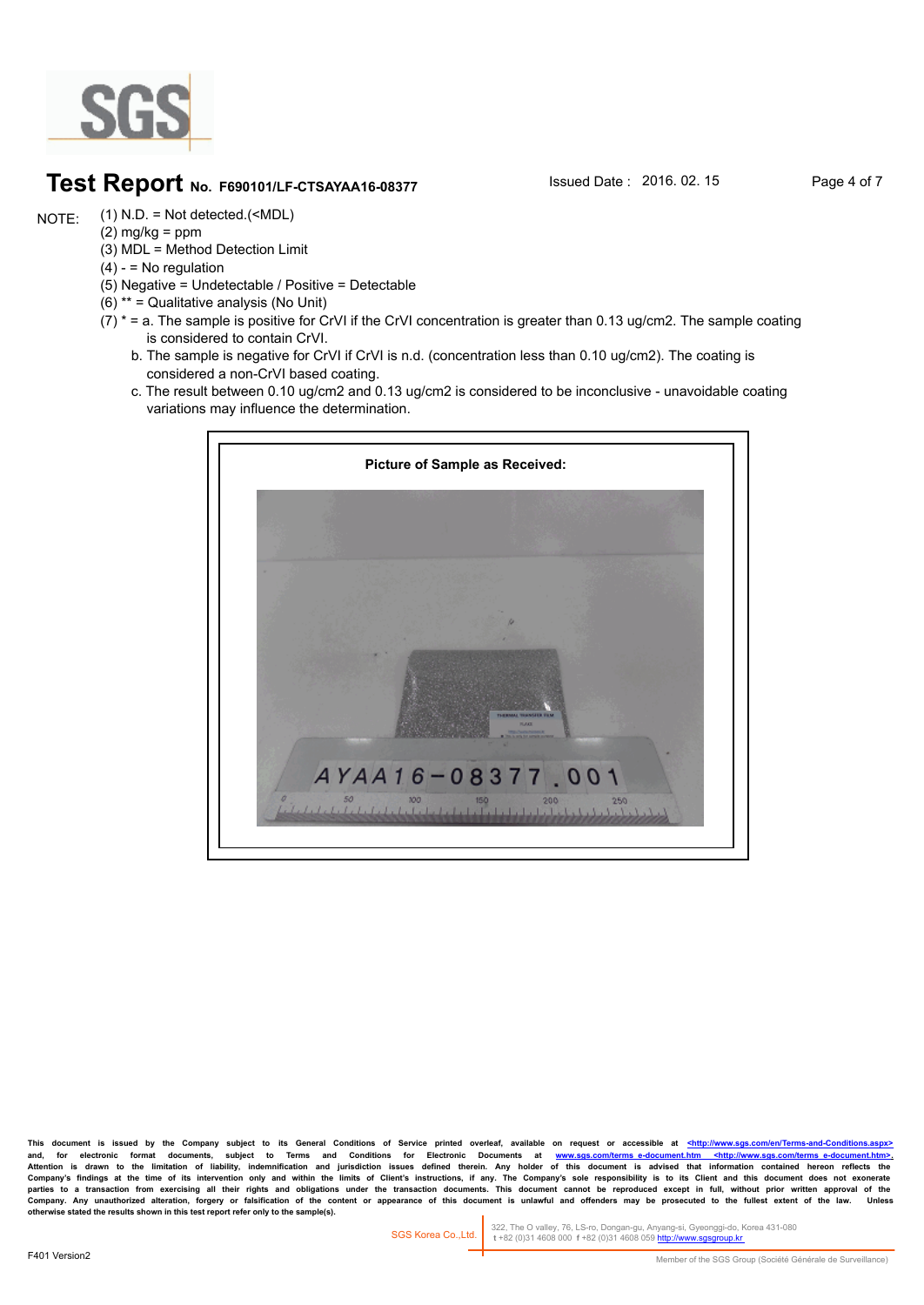# Test Report No. F690101/LF-CTSAYAA16-08377

Issued Date : 2016. 02. 15

NOTE:
(1) N.D. = Not detected.(<MDL)
(2) mg/kg = ppm
(3) MDL = Method Detection Limit
(4) - = No regulation
(5) Negative = Undetectable / Positive = Detectable
(6) ** = Qualitative analysis (No Unit)
(7) * = a. The sample is positive for CrVI if the CrVI concentration is greater than 0.13 ug/cm2. The sample coating is considered to contain CrVI.
b. The sample is negative for CrVI if CrVI is n.d. (concentration less than 0.10 ug/cm2). The coating is considered a non-CrVI based coating.
c. The result between 0.10 ug/cm2 and 0.13 ug/cm2 is considered to be inconclusive - unavoidable coating variations may influence the determination.

**Picture of Sample as Received:**

AYAA16-08377.001

This document is issued by the Company subject to its General Conditions of Service printed overleaf, available on request or accessible at <http://www.sgs.com/en/Terms-and-Conditions.aspx> and, for electronic format documents, subject to Terms and Conditions for Electronic Documents at www.sgs.com/terms_e-document.htm <http://www.sgs.com/terms_e-document.htm>. Attention is drawn to the limitation of liability, indemnification and jurisdiction issues defined therein. Any holder of this document is advised that information contained hereon reflects the Company's findings at the time of its intervention only and within the limits of Client's instructions, if any. The Company's sole responsibility is to its Client and this document does not exonerate parties to a transaction from exercising all their rights and obligations under the transaction documents. This document cannot be reproduced except in full, without prior written approval of the Company. Any unauthorized alteration, forgery or falsification of the content or appearance of this document is unlawful and offenders may be prosecuted to the fullest extent of the law. Unless otherwise stated the results shown in this test report refer only to the sample(s).

SGS Korea Co.,Ltd. | 322, The O valley, 76, LS-ro, Dongan-gu, Anyang-si, Gyeonggi-do, Korea 431-080 t +82 (0)31 4608 000 f +82 (0)31 4608 059 http://www.sgsgroup.kr

F401 Version2

Member of the SGS Group (Société Générale de Surveillance)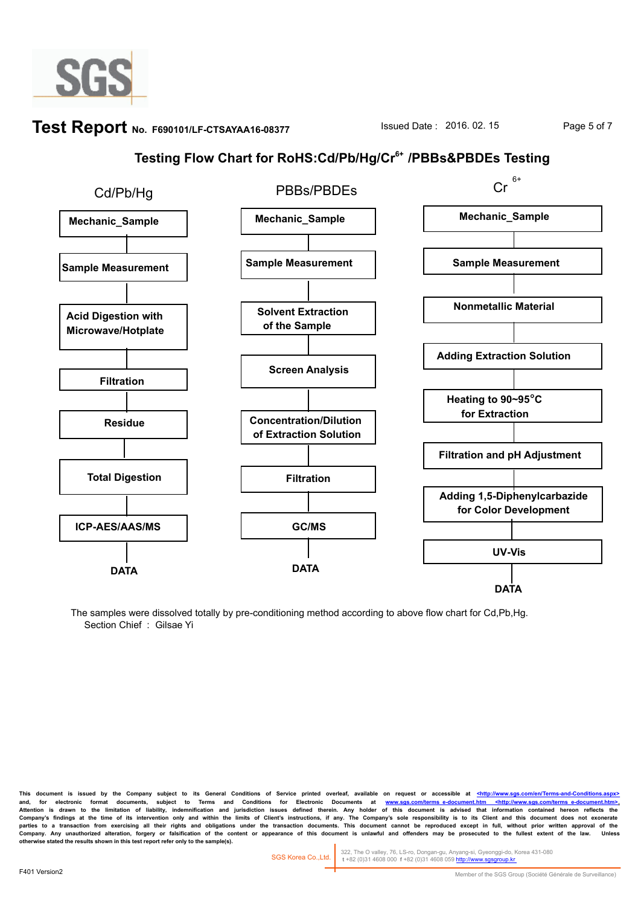# Test Report No. F690101/LF-CTSAYAA16-08377

Issued Date : 2016. 02. 15

## Testing Flow Chart for RoHS:Cd/Pb/Hg/$Cr^{6+}$ /PBBs&PBDEs Testing

| Cd/Pb/Hg | PBBs/PBDEs | $Cr^{6+}$ |
|---|---|---|
| Mechanic_Sample | Mechanic_Sample | Mechanic_Sample |
| Sample Measurement | Sample Measurement | Sample Measurement |
| Acid Digestion with Microwave/Hotplate | Solvent Extraction of the Sample | Nonmetallic Material |
| Filtration | Screen Analysis | Adding Extraction Solution |
| Residue | Concentration/Dilution of Extraction Solution | Heating to 90~95°C for Extraction |
| Total Digestion | Filtration | Filtration and pH Adjustment |
| ICP-AES/AAS/MS | GC/MS | Adding 1,5-Diphenylcarbazide for Color Development |
| DATA | DATA | UV-Vis |
| | | DATA |

The samples were dissolved totally by pre-conditioning method according to above flow chart for Cd,Pb,Hg.

Section Chief : Gilsae Yi

This document is issued by the Company subject to its General Conditions of Service printed overleaf, available on request or accessible at <http://www.sgs.com/en/Terms-and-Conditions.aspx> and, for electronic format documents, subject to Terms and Conditions for Electronic Documents at www.sgs.com/terms_e-document.htm <http://www.sgs.com/terms_e-document.htm>. Attention is drawn to the limitation of liability, indemnification and jurisdiction issues defined therein. Any holder of this document is advised that information contained hereon reflects the Company's findings at the time of its intervention only and within the limits of Client's instructions, if any. The Company's sole responsibility is to its Client and this document does not exonerate parties to a transaction from exercising all their rights and obligations under the transaction documents. This document cannot be reproduced except in full, without prior written approval of the Company. Any unauthorized alteration, forgery or falsification of the content or appearance of this document is unlawful and offenders may be prosecuted to the fullest extent of the law. Unless otherwise stated the results shown in this test report refer only to the sample(s).

SGS Korea Co.,Ltd. | 322, The O valley, 76, LS-ro, Dongan-gu, Anyang-si, Gyeonggi-do, Korea 431-080 t +82 (0)31 4608 000 f +82 (0)31 4608 059 http://www.sgsgroup.kr

F401 Version2

Member of the SGS Group (Société Générale de Surveillance)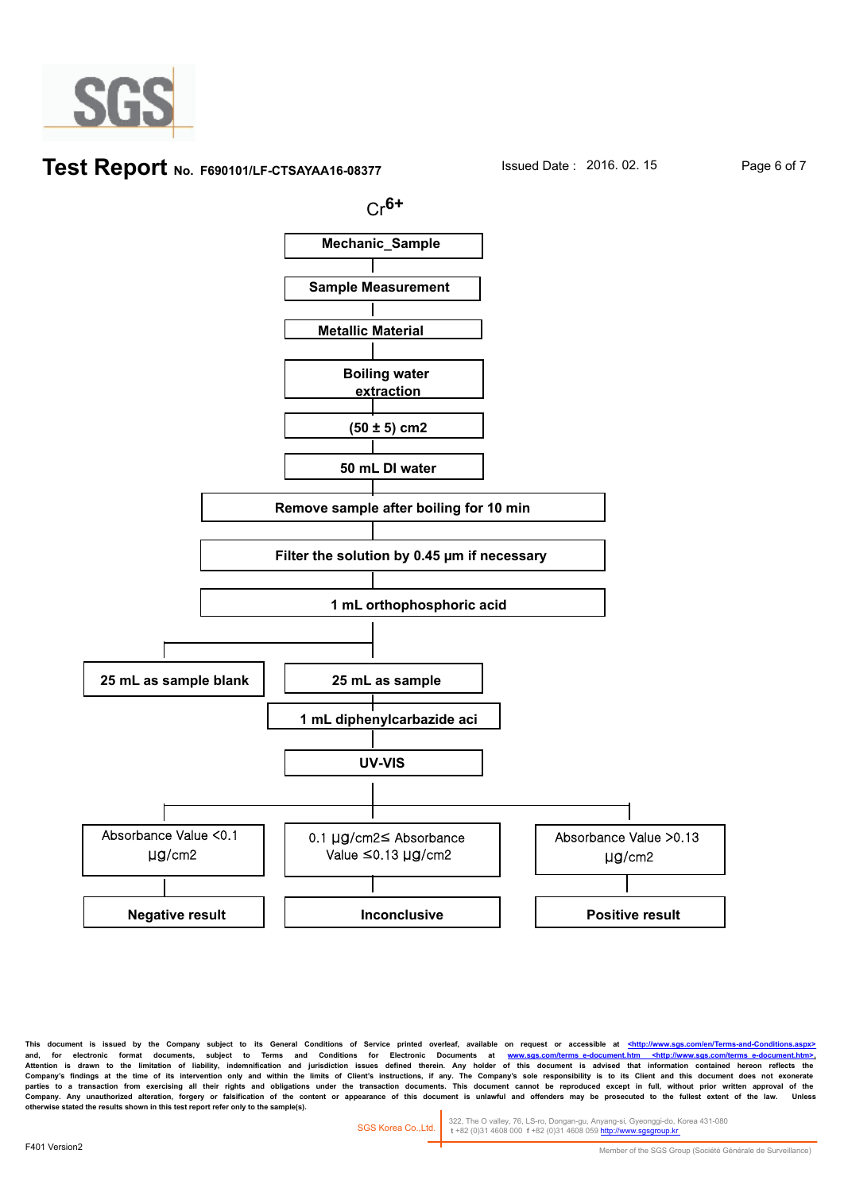# $Cr^{6+}$

**Mechanic_Sample**

**Sample Measurement**

**Metallic Material**

**Boiling water extraction**

**(50 ± 5) cm2**

**50 mL DI water**

**Remove sample after boiling for 10 min**

**Filter the solution by 0.45 µm if necessary**

**1 mL orthophosphoric acid**

**25 mL as sample blank** | **25 mL as sample**

**1 mL diphenylcarbazide aci**

**UV-VIS**

| Absorbance Value <0.1 µg/cm2 | 0.1 µg/cm2≤ Absorbance Value ≤0.13 µg/cm2 | Absorbance Value >0.13 µg/cm2 |
|---|---|---|
| **Negative result** | **Inconclusive** | **Positive result** |

This document is issued by the Company subject to its General Conditions of Service printed overleaf, available on request or accessible at <http://www.sgs.com/en/Terms-and-Conditions.aspx> and, for electronic format documents, subject to Terms and Conditions for Electronic Documents at www.sgs.com/terms_e-document.htm <http://www.sgs.com/terms_e-document.htm>. Attention is drawn to the limitation of liability, indemnification and jurisdiction issues defined therein. Any holder of this document is advised that information contained hereon reflects the Company's findings at the time of its intervention only and within the limits of Client's instructions, if any. The Company's sole responsibility is to its Client and this document does not exonerate parties to a transaction from exercising all their rights and obligations under the transaction documents. This document cannot be reproduced except in full, without prior written approval of the Company. Any unauthorized alteration, forgery or falsification of the content or appearance of this document is unlawful and offenders may be prosecuted to the fullest extent of the law. Unless otherwise stated the results shown in this test report refer only to the sample(s).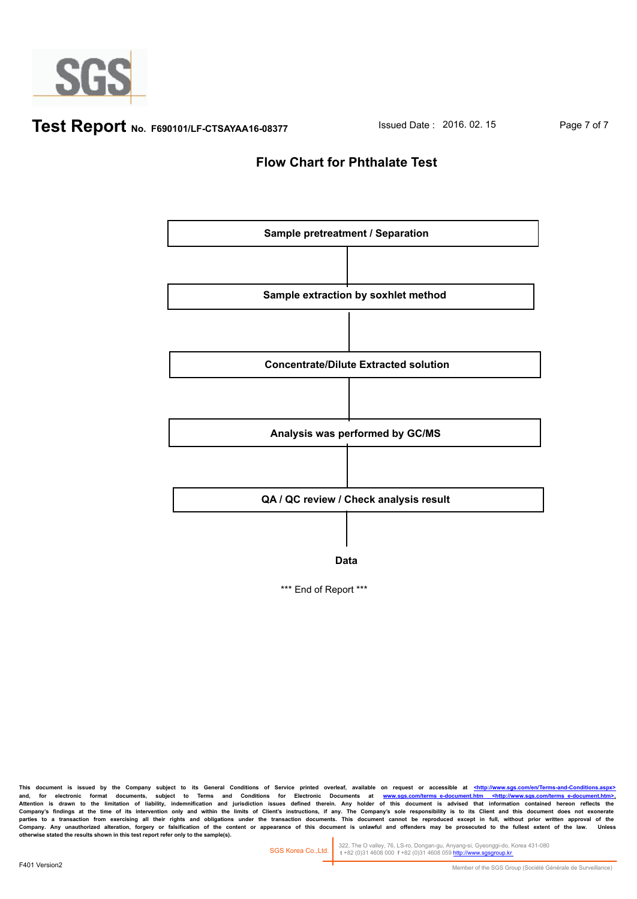## Flow Chart for Phthalate Test

Sample pretreatment / Separation

Sample extraction by soxhlet method

Concentrate/Dilute Extracted solution

Analysis was performed by GC/MS

QA / QC review / Check analysis result

Data

\*\*\* End of Report \*\*\*